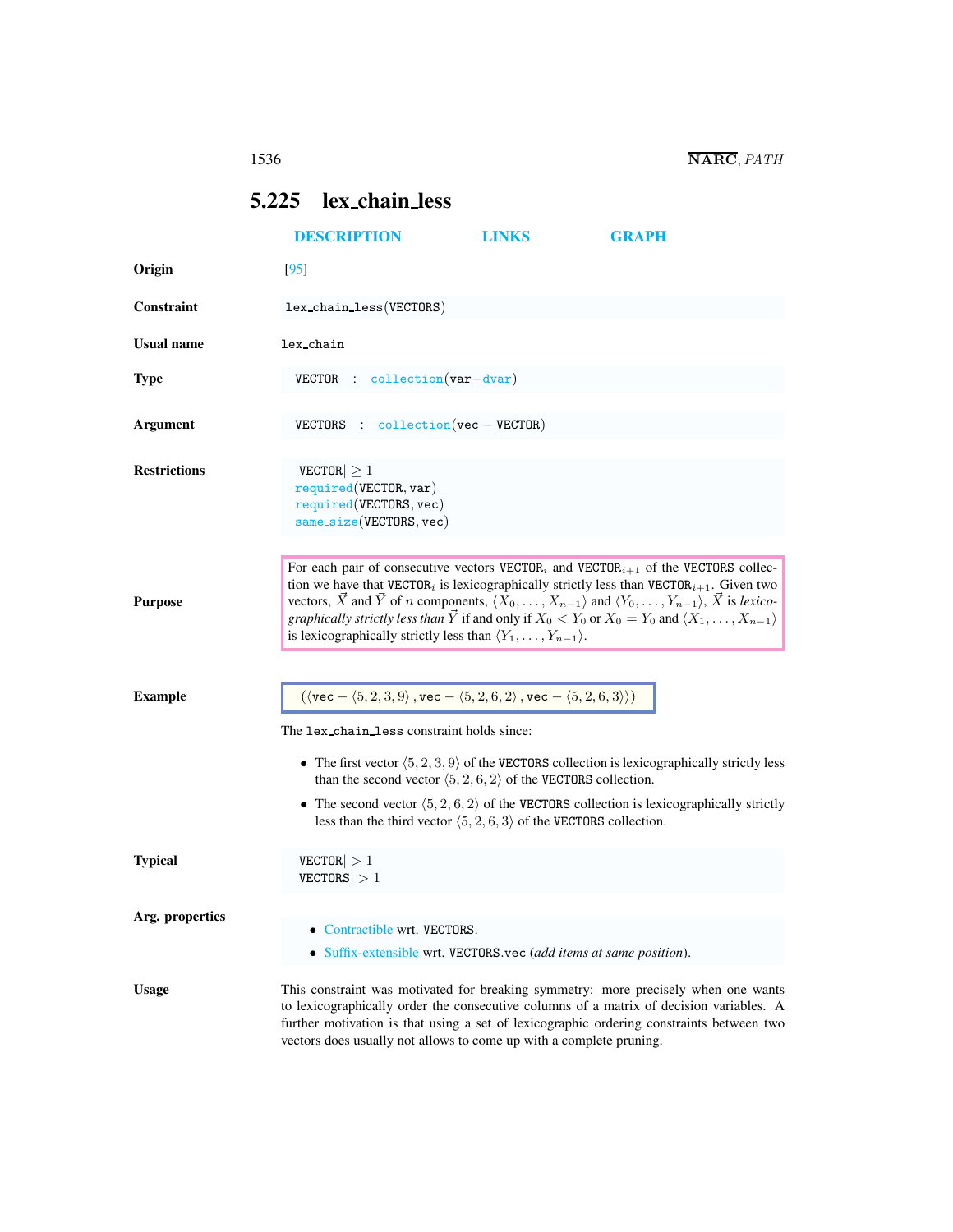## 5.225 lex_chain_less

DESCRIPTION LINKS GRAPH

**Origin** [95]

**Constraint** lex_chain_less(VECTORS)

**Usual name** lex_chain

**Type** VECTOR : collection(var−dvar)

**Argument** VECTORS : collection(vec − VECTOR)

**Restrictions**
|VECTOR| ≥ 1
required(VECTOR, var)
required(VECTORS, vec)
same_size(VECTORS, vec)

**Purpose** For each pair of consecutive vectors $\text{VECTOR}_i$ and $\text{VECTOR}_{i+1}$ of the VECTORS collection we have that $\text{VECTOR}_i$ is lexicographically strictly less than $\text{VECTOR}_{i+1}$. Given two vectors, $\vec{X}$ and $\vec{Y}$ of $n$ components, $\langle X_0, \ldots, X_{n-1}\rangle$ and $\langle Y_0, \ldots, Y_{n-1}\rangle$, $\vec{X}$ is *lexicographically strictly less than* $\vec{Y}$ if and only if $X_0 < Y_0$ or $X_0 = Y_0$ and $\langle X_1, \ldots, X_{n-1}\rangle$ is lexicographically strictly less than $\langle Y_1, \ldots, Y_{n-1}\rangle$.

**Example** $(\langle \text{vec} - \langle 5, 2, 3, 9\rangle, \text{vec} - \langle 5, 2, 6, 2\rangle, \text{vec} - \langle 5, 2, 6, 3\rangle\rangle)$

The lex_chain_less constraint holds since:

- The first vector $\langle 5, 2, 3, 9\rangle$ of the VECTORS collection is lexicographically strictly less than the second vector $\langle 5, 2, 6, 2\rangle$ of the VECTORS collection.
- The second vector $\langle 5, 2, 6, 2\rangle$ of the VECTORS collection is lexicographically strictly less than the third vector $\langle 5, 2, 6, 3\rangle$ of the VECTORS collection.

**Typical**
|VECTOR| > 1
|VECTORS| > 1

**Arg. properties**

- Contractible wrt. VECTORS.
- Suffix-extensible wrt. VECTORS.vec (*add items at same position*).

**Usage** This constraint was motivated for breaking symmetry: more precisely when one wants to lexicographically order the consecutive columns of a matrix of decision variables. A further motivation is that using a set of lexicographic ordering constraints between two vectors does usually not allows to come up with a complete pruning.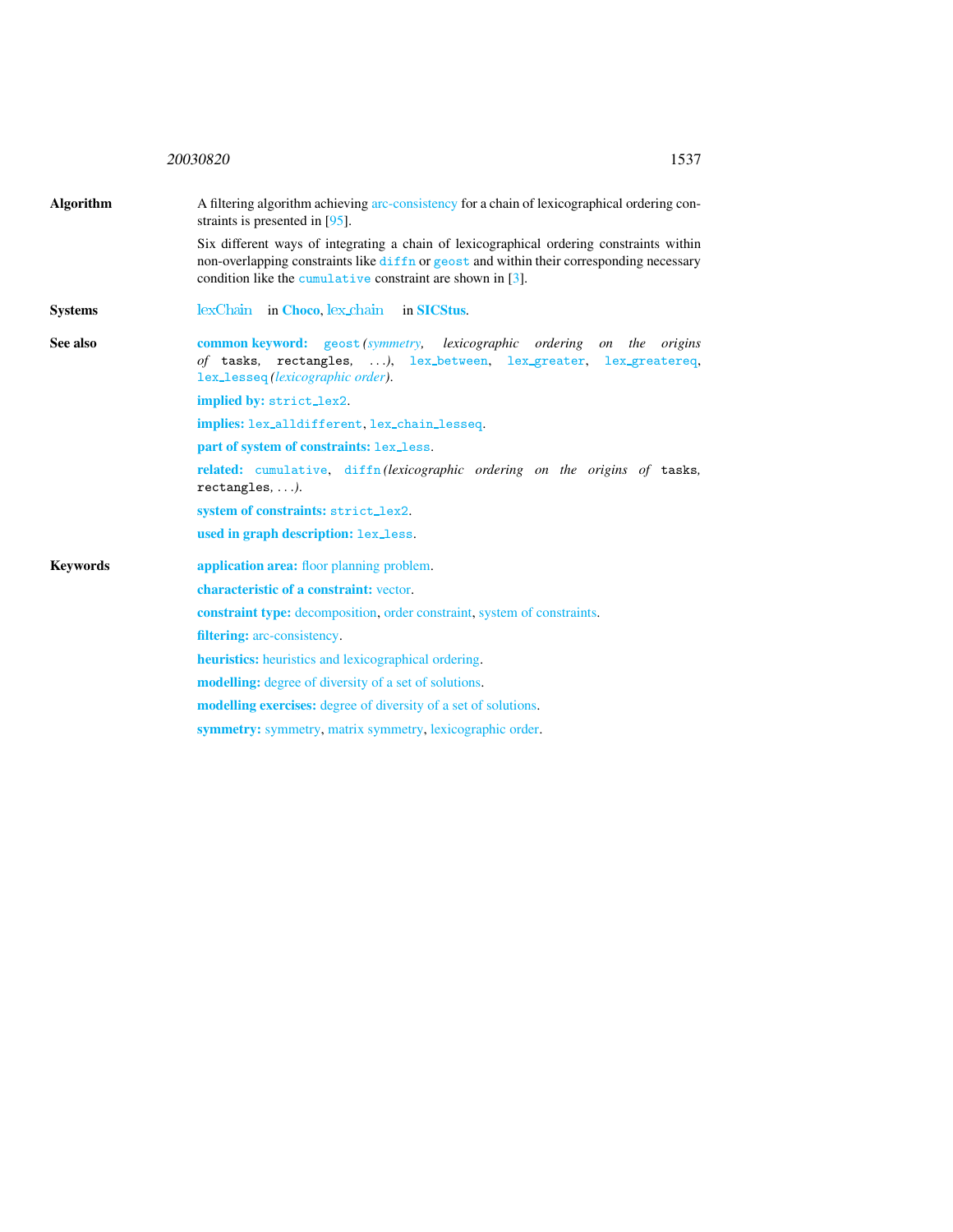**Algorithm**

A filtering algorithm achieving arc-consistency for a chain of lexicographical ordering constraints is presented in [95].

Six different ways of integrating a chain of lexicographical ordering constraints within non-overlapping constraints like `diffn` or `geost` and within their corresponding necessary condition like the `cumulative` constraint are shown in [3].

**Systems**

lexChain in **Choco**, lex_chain in **SICStus**.

**See also**

**common keyword:** `geost` *(symmetry, lexicographic ordering on the origins of* `tasks`*,* `rectangles`*, ...)*, `lex_between`, `lex_greater`, `lex_greatereq`, `lex_lesseq` *(lexicographic order)*.

**implied by:** `strict_lex2`.

**implies:** `lex_alldifferent`, `lex_chain_lesseq`.

**part of system of constraints:** `lex_less`.

**related:** `cumulative`, `diffn` *(lexicographic ordering on the origins of* `tasks`*,* `rectangles`*, ...)*.

**system of constraints:** `strict_lex2`.

**used in graph description:** `lex_less`.

**Keywords**

**application area:** floor planning problem.

**characteristic of a constraint:** vector.

**constraint type:** decomposition, order constraint, system of constraints.

**filtering:** arc-consistency.

**heuristics:** heuristics and lexicographical ordering.

**modelling:** degree of diversity of a set of solutions.

**modelling exercises:** degree of diversity of a set of solutions.

**symmetry:** symmetry, matrix symmetry, lexicographic order.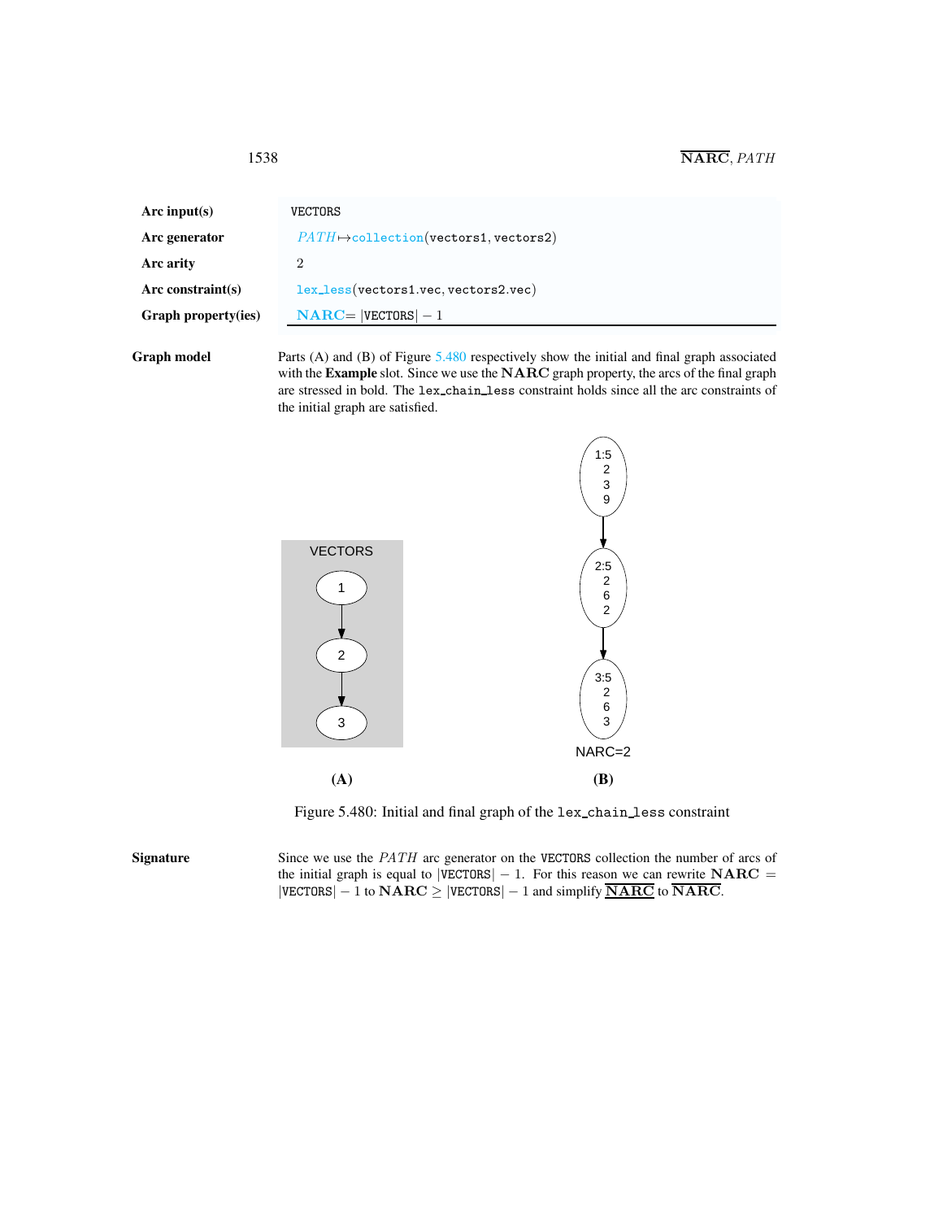| | |
|---|---|
| **Arc input(s)** | VECTORS |
| **Arc generator** | *PATH* $\mapsto$ collection(vectors1, vectors2) |
| **Arc arity** | 2 |
| **Arc constraint(s)** | lex_less(vectors1.vec, vectors2.vec) |
| **Graph property(ies)** | **NARC** $=$ \|VECTORS\| $-$ 1 |

**Graph model**

Parts (A) and (B) of Figure 5.480 respectively show the initial and final graph associated with the **Example** slot. Since we use the **NARC** graph property, the arcs of the final graph are stressed in bold. The lex_chain_less constraint holds since all the arc constraints of the initial graph are satisfied.

VECTORS
1
2
3

1:5
2
3
9

2:5
2
6
2

3:5
2
6
3

NARC=2

(A) (B)

Figure 5.480: Initial and final graph of the lex_chain_less constraint

**Signature**

Since we use the *PATH* arc generator on the VECTORS collection the number of arcs of the initial graph is equal to |VECTORS| $-$ 1. For this reason we can rewrite **NARC** $=$ |VECTORS| $-$ 1 to **NARC** $\geq$ |VECTORS| $-$ 1 and simplify $\underline{\overline{\textbf{NARC}}}$ to $\overline{\textbf{NARC}}$.